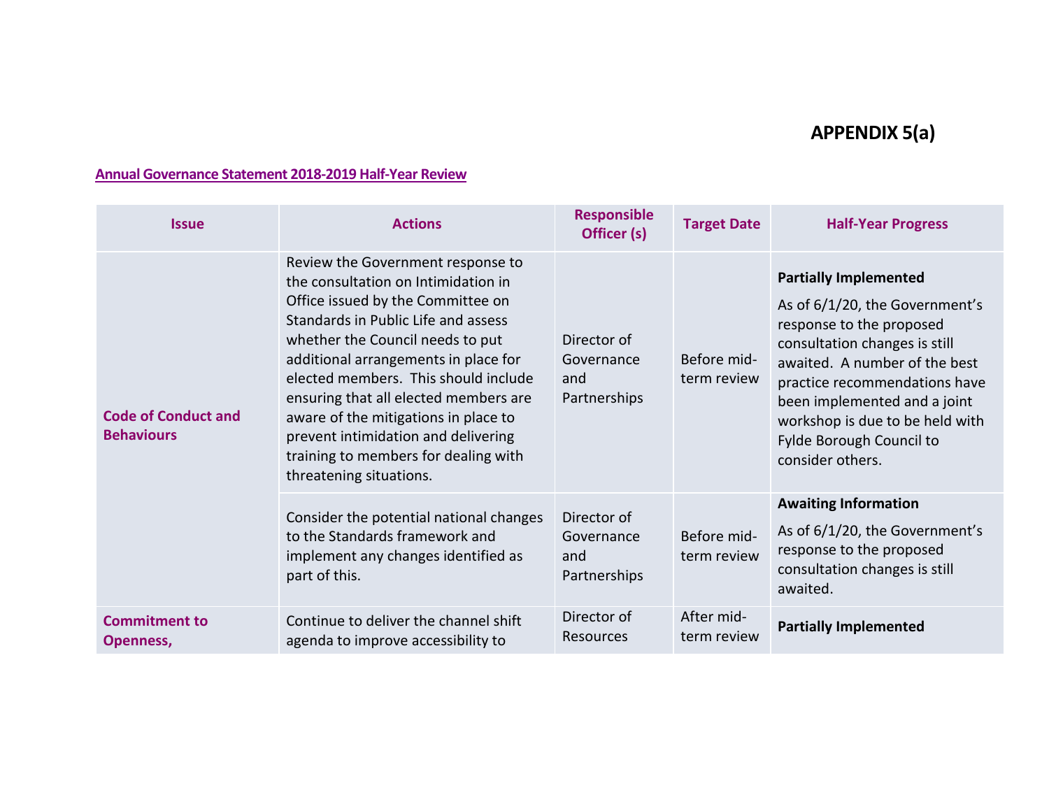# APPENDIX 5(a)

**Annual Governance Statement 2018-2019 Half-Year Review**

| Issue | Actions | Responsible Officer (s) | Target Date | Half-Year Progress |
|---|---|---|---|---|
| **Code of Conduct and Behaviours** | Review the Government response to the consultation on Intimidation in Office issued by the Committee on Standards in Public Life and assess whether the Council needs to put additional arrangements in place for elected members. This should include ensuring that all elected members are aware of the mitigations in place to prevent intimidation and delivering training to members for dealing with threatening situations. | Director of Governance and Partnerships | Before mid-term review | **Partially Implemented**<br>As of 6/1/20, the Government's response to the proposed consultation changes is still awaited. A number of the best practice recommendations have been implemented and a joint workshop is due to be held with Fylde Borough Council to consider others. |
| | Consider the potential national changes to the Standards framework and implement any changes identified as part of this. | Director of Governance and Partnerships | Before mid-term review | **Awaiting Information**<br>As of 6/1/20, the Government's response to the proposed consultation changes is still awaited. |
| **Commitment to Openness,** | Continue to deliver the channel shift agenda to improve accessibility to | Director of Resources | After mid-term review | **Partially Implemented** |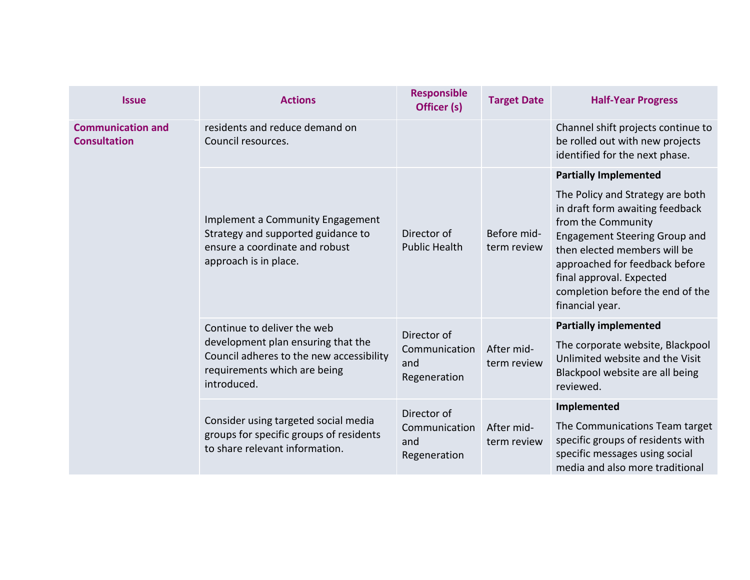| Issue | Actions | Responsible Officer (s) | Target Date | Half-Year Progress |
|---|---|---|---|---|
| **Communication and Consultation** | residents and reduce demand on Council resources. | | | Channel shift projects continue to be rolled out with new projects identified for the next phase. |
| | Implement a Community Engagement Strategy and supported guidance to ensure a coordinate and robust approach is in place. | Director of Public Health | Before mid-term review | **Partially Implemented** The Policy and Strategy are both in draft form awaiting feedback from the Community Engagement Steering Group and then elected members will be approached for feedback before final approval. Expected completion before the end of the financial year. |
| | Continue to deliver the web development plan ensuring that the Council adheres to the new accessibility requirements which are being introduced. | Director of Communication and Regeneration | After mid-term review | **Partially implemented** The corporate website, Blackpool Unlimited website and the Visit Blackpool website are all being reviewed. |
| | Consider using targeted social media groups for specific groups of residents to share relevant information. | Director of Communication and Regeneration | After mid-term review | **Implemented** The Communications Team target specific groups of residents with specific messages using social media and also more traditional |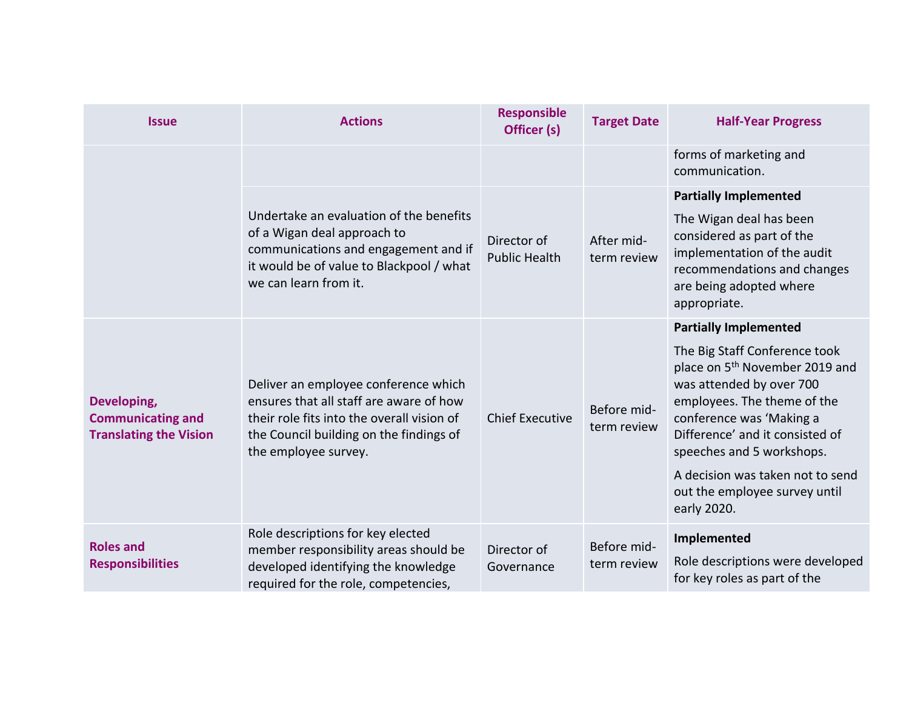| Issue | Actions | Responsible Officer (s) | Target Date | Half-Year Progress |
|---|---|---|---|---|
| | | | | forms of marketing and communication. |
| | Undertake an evaluation of the benefits of a Wigan deal approach to communications and engagement and if it would be of value to Blackpool / what we can learn from it. | Director of Public Health | After mid-term review | **Partially Implemented**<br><br>The Wigan deal has been considered as part of the implementation of the audit recommendations and changes are being adopted where appropriate. |
| **Developing, Communicating and Translating the Vision** | Deliver an employee conference which ensures that all staff are aware of how their role fits into the overall vision of the Council building on the findings of the employee survey. | Chief Executive | Before mid-term review | **Partially Implemented**<br><br>The Big Staff Conference took place on 5th November 2019 and was attended by over 700 employees. The theme of the conference was 'Making a Difference' and it consisted of speeches and 5 workshops.<br><br>A decision was taken not to send out the employee survey until early 2020. |
| **Roles and Responsibilities** | Role descriptions for key elected member responsibility areas should be developed identifying the knowledge required for the role, competencies, | Director of Governance | Before mid-term review | **Implemented**<br><br>Role descriptions were developed for key roles as part of the |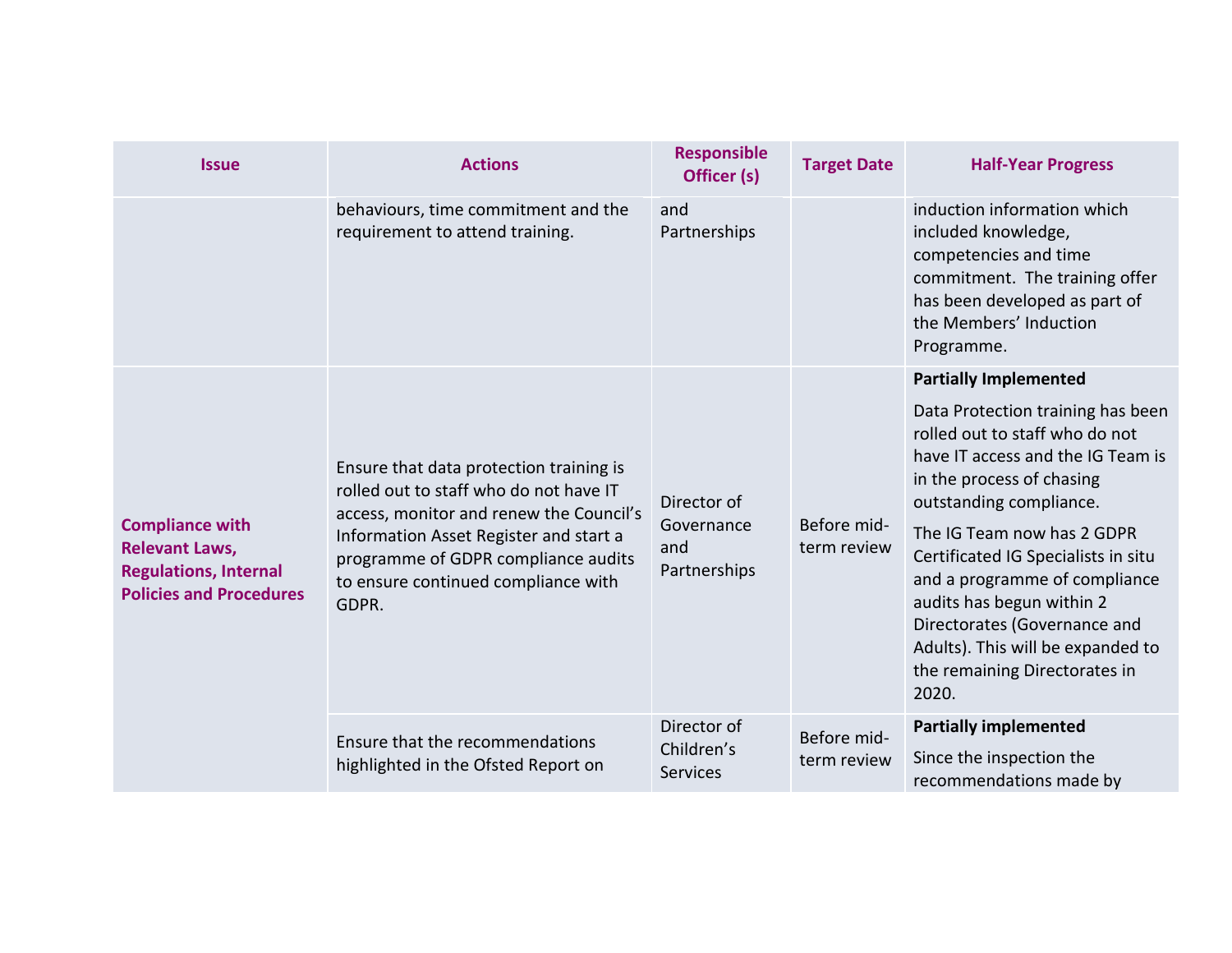| Issue | Actions | Responsible Officer (s) | Target Date | Half-Year Progress |
|---|---|---|---|---|
| | behaviours, time commitment and the requirement to attend training. | and Partnerships | | induction information which included knowledge, competencies and time commitment. The training offer has been developed as part of the Members' Induction Programme. |
| **Compliance with Relevant Laws, Regulations, Internal Policies and Procedures** | Ensure that data protection training is rolled out to staff who do not have IT access, monitor and renew the Council's Information Asset Register and start a programme of GDPR compliance audits to ensure continued compliance with GDPR. | Director of Governance and Partnerships | Before mid-term review | **Partially Implemented**<br><br>Data Protection training has been rolled out to staff who do not have IT access and the IG Team is in the process of chasing outstanding compliance.<br><br>The IG Team now has 2 GDPR Certificated IG Specialists in situ and a programme of compliance audits has begun within 2 Directorates (Governance and Adults). This will be expanded to the remaining Directorates in 2020. |
| | Ensure that the recommendations highlighted in the Ofsted Report on | Director of Children's Services | Before mid-term review | **Partially implemented**<br><br>Since the inspection the recommendations made by |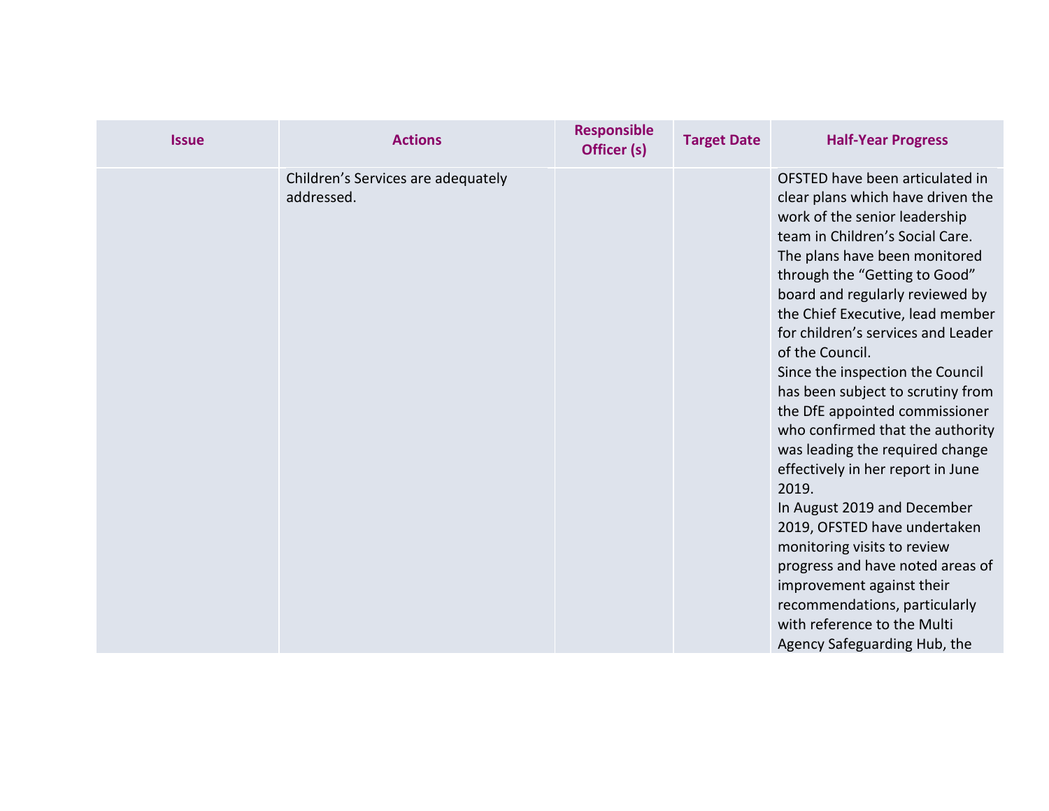| Issue | Actions | Responsible Officer (s) | Target Date | Half-Year Progress |
|---|---|---|---|---|
| | Children's Services are adequately addressed. | | | OFSTED have been articulated in clear plans which have driven the work of the senior leadership team in Children's Social Care. The plans have been monitored through the "Getting to Good" board and regularly reviewed by the Chief Executive, lead member for children's services and Leader of the Council.<br>Since the inspection the Council has been subject to scrutiny from the DfE appointed commissioner who confirmed that the authority was leading the required change effectively in her report in June 2019.<br>In August 2019 and December 2019, OFSTED have undertaken monitoring visits to review progress and have noted areas of improvement against their recommendations, particularly with reference to the Multi Agency Safeguarding Hub, the |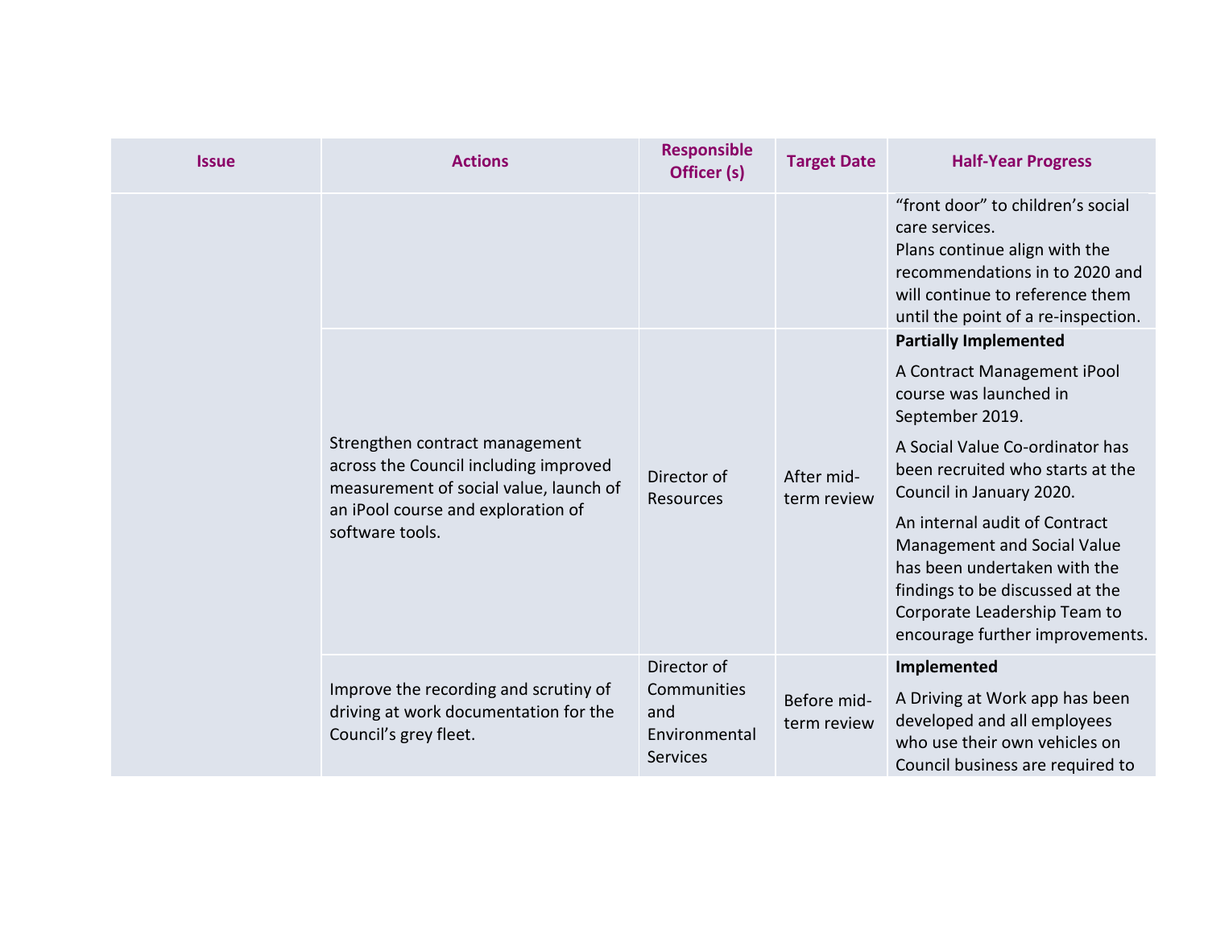| Issue | Actions | Responsible Officer (s) | Target Date | Half-Year Progress |
|---|---|---|---|---|
| | | | | "front door" to children's social care services.<br>Plans continue align with the recommendations in to 2020 and will continue to reference them until the point of a re-inspection. |
| | Strengthen contract management across the Council including improved measurement of social value, launch of an iPool course and exploration of software tools. | Director of Resources | After mid-term review | **Partially Implemented**<br>A Contract Management iPool course was launched in September 2019.<br>A Social Value Co-ordinator has been recruited who starts at the Council in January 2020.<br>An internal audit of Contract Management and Social Value has been undertaken with the findings to be discussed at the Corporate Leadership Team to encourage further improvements. |
| | Improve the recording and scrutiny of driving at work documentation for the Council's grey fleet. | Director of Communities and Environmental Services | Before mid-term review | **Implemented**<br>A Driving at Work app has been developed and all employees who use their own vehicles on Council business are required to |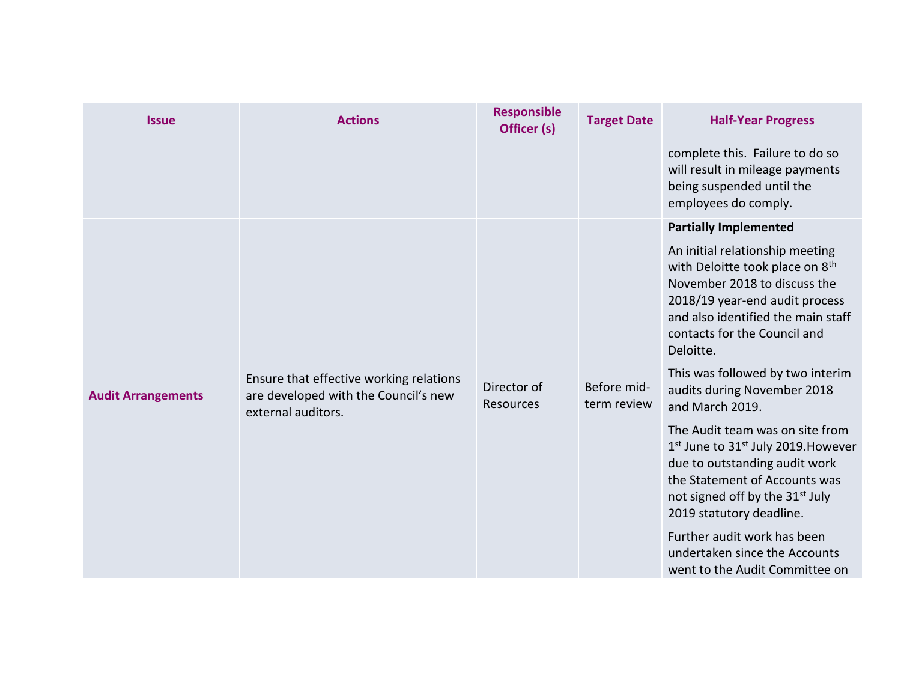| Issue | Actions | Responsible Officer (s) | Target Date | Half-Year Progress |
|---|---|---|---|---|
| | | | | complete this. Failure to do so will result in mileage payments being suspended until the employees do comply. |
| **Audit Arrangements** | Ensure that effective working relations are developed with the Council's new external auditors. | Director of Resources | Before mid-term review | **Partially Implemented**<br><br>An initial relationship meeting with Deloitte took place on 8th November 2018 to discuss the 2018/19 year-end audit process and also identified the main staff contacts for the Council and Deloitte.<br><br>This was followed by two interim audits during November 2018 and March 2019.<br><br>The Audit team was on site from 1st June to 31st July 2019.However due to outstanding audit work the Statement of Accounts was not signed off by the 31st July 2019 statutory deadline.<br><br>Further audit work has been undertaken since the Accounts went to the Audit Committee on |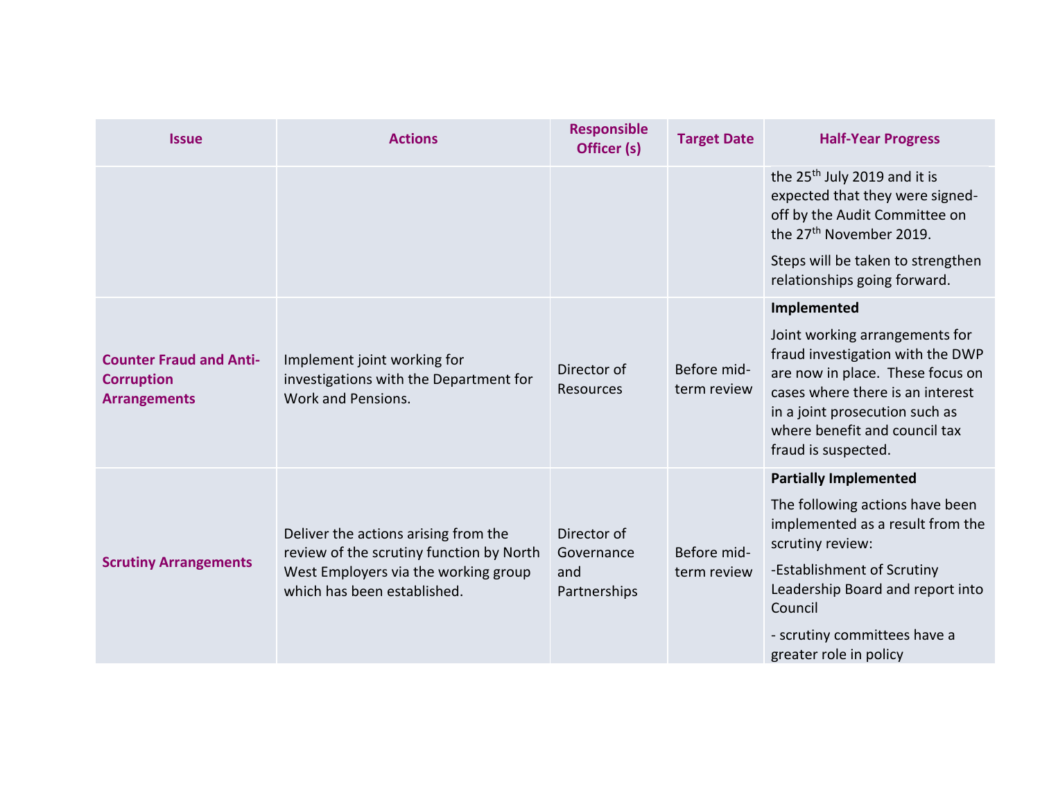| Issue | Actions | Responsible Officer (s) | Target Date | Half-Year Progress |
|---|---|---|---|---|
| | | | | the 25th July 2019 and it is expected that they were signed-off by the Audit Committee on the 27th November 2019.<br><br>Steps will be taken to strengthen relationships going forward. |
| **Counter Fraud and Anti-Corruption Arrangements** | Implement joint working for investigations with the Department for Work and Pensions. | Director of Resources | Before mid-term review | **Implemented**<br><br>Joint working arrangements for fraud investigation with the DWP are now in place. These focus on cases where there is an interest in a joint prosecution such as where benefit and council tax fraud is suspected. |
| **Scrutiny Arrangements** | Deliver the actions arising from the review of the scrutiny function by North West Employers via the working group which has been established. | Director of Governance and Partnerships | Before mid-term review | **Partially Implemented**<br><br>The following actions have been implemented as a result from the scrutiny review:<br><br>-Establishment of Scrutiny Leadership Board and report into Council<br><br>- scrutiny committees have a greater role in policy |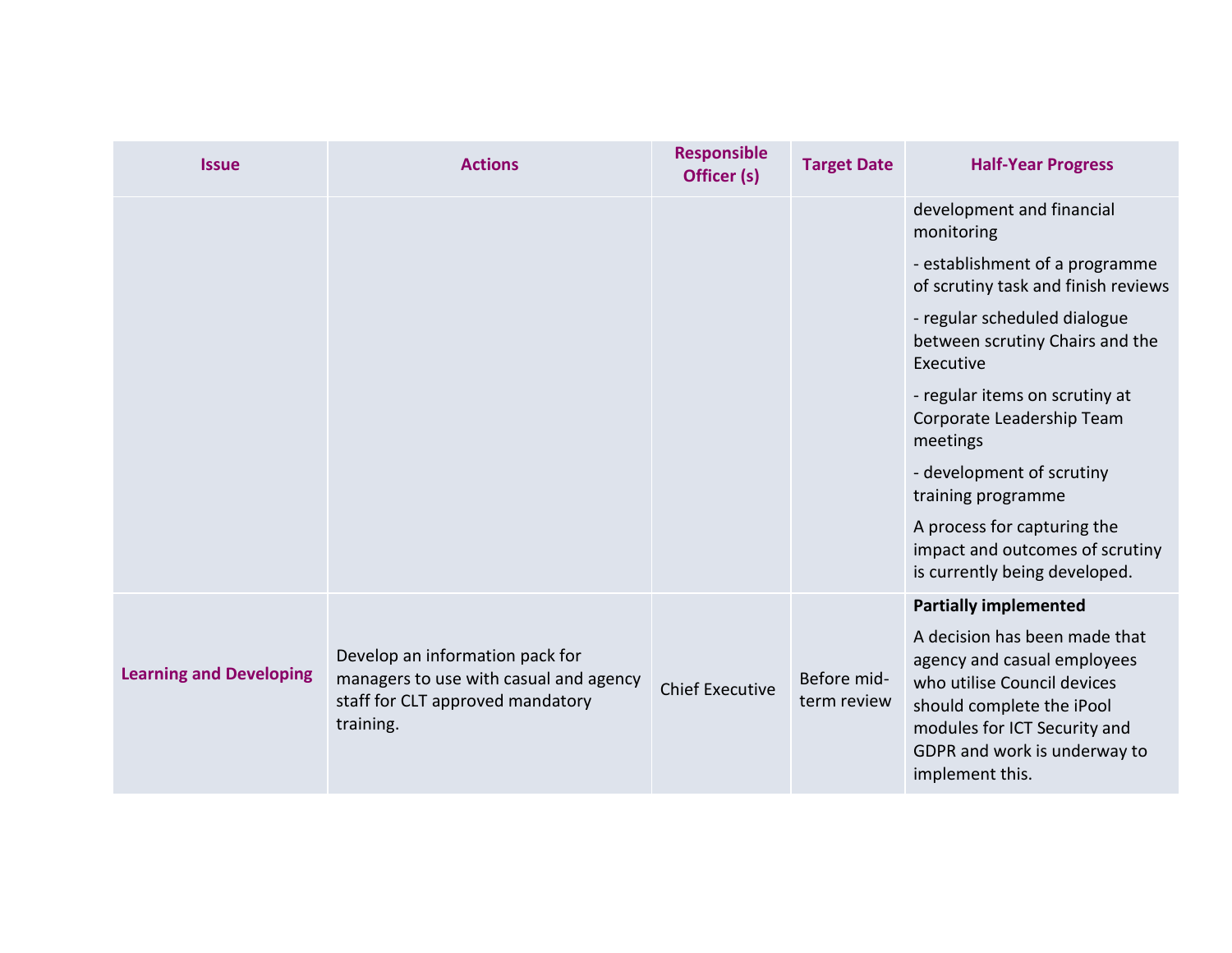| Issue | Actions | Responsible Officer (s) | Target Date | Half-Year Progress |
| --- | --- | --- | --- | --- |
| | | | | development and financial monitoring<br><br>- establishment of a programme of scrutiny task and finish reviews<br><br>- regular scheduled dialogue between scrutiny Chairs and the Executive<br><br>- regular items on scrutiny at Corporate Leadership Team meetings<br><br>- development of scrutiny training programme<br><br>A process for capturing the impact and outcomes of scrutiny is currently being developed. |
| **Learning and Developing** | Develop an information pack for managers to use with casual and agency staff for CLT approved mandatory training. | Chief Executive | Before mid-term review | **Partially implemented**<br><br>A decision has been made that agency and casual employees who utilise Council devices should complete the iPool modules for ICT Security and GDPR and work is underway to implement this. |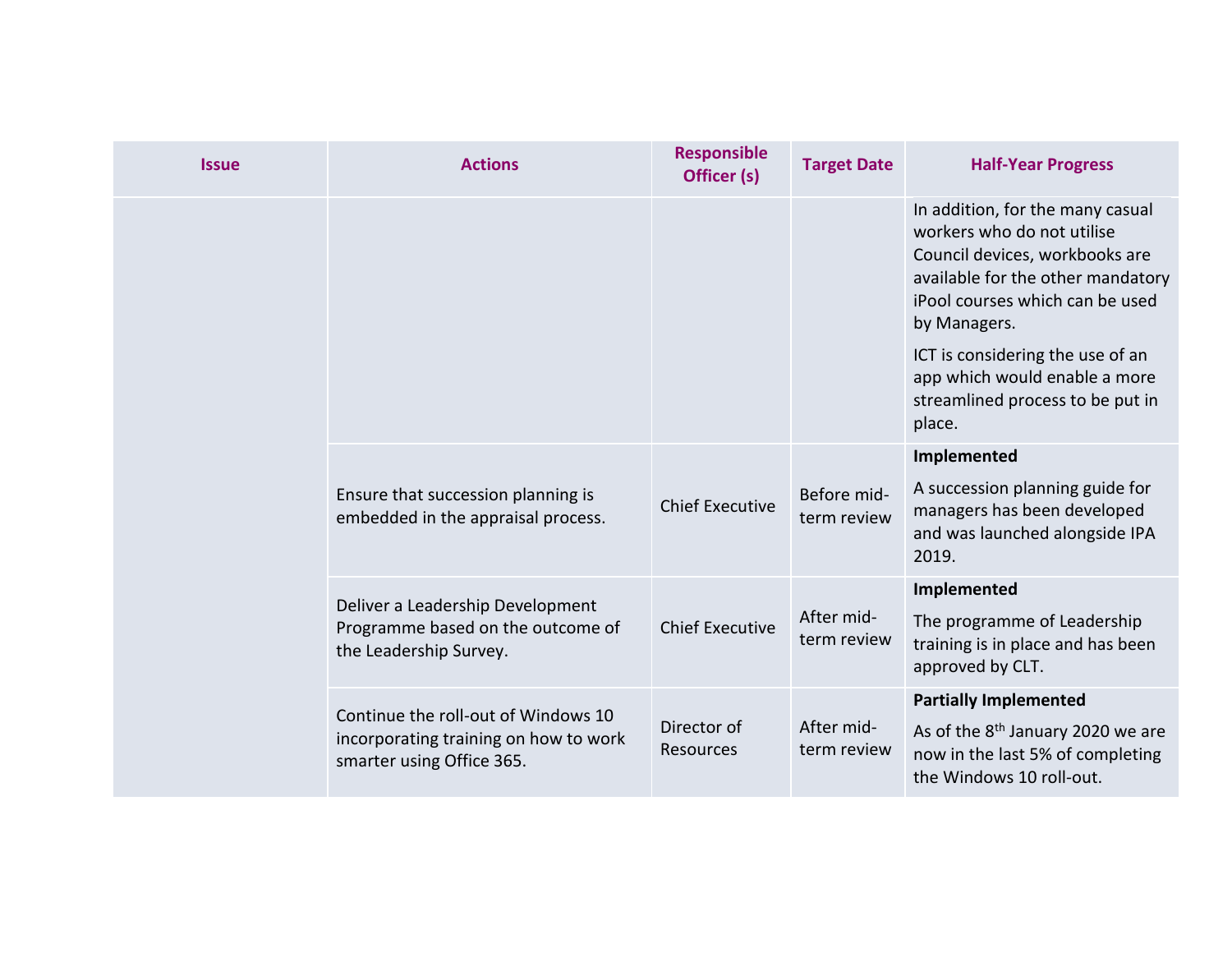| Issue | Actions | Responsible Officer (s) | Target Date | Half-Year Progress |
|---|---|---|---|---|
| | | | | In addition, for the many casual workers who do not utilise Council devices, workbooks are available for the other mandatory iPool courses which can be used by Managers.<br><br>ICT is considering the use of an app which would enable a more streamlined process to be put in place. |
| | Ensure that succession planning is embedded in the appraisal process. | Chief Executive | Before mid-term review | **Implemented**<br><br>A succession planning guide for managers has been developed and was launched alongside IPA 2019. |
| | Deliver a Leadership Development Programme based on the outcome of the Leadership Survey. | Chief Executive | After mid-term review | **Implemented**<br><br>The programme of Leadership training is in place and has been approved by CLT. |
| | Continue the roll-out of Windows 10 incorporating training on how to work smarter using Office 365. | Director of Resources | After mid-term review | **Partially Implemented**<br><br>As of the 8th January 2020 we are now in the last 5% of completing the Windows 10 roll-out. |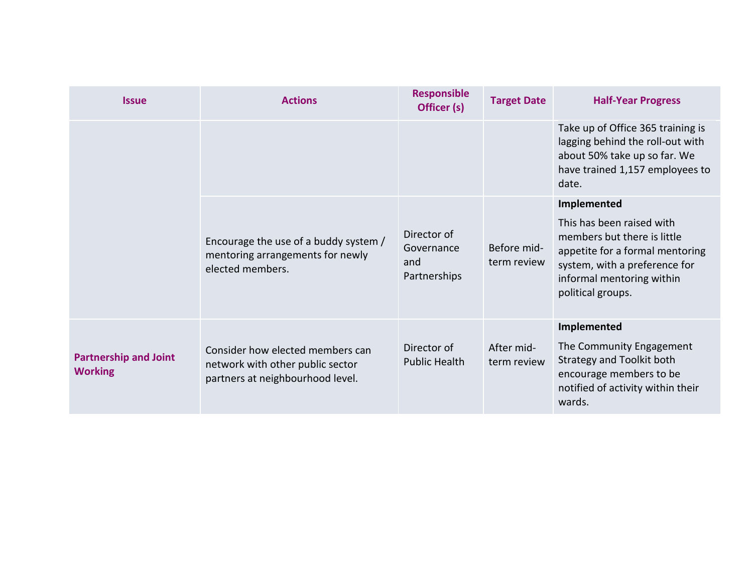| Issue | Actions | Responsible Officer (s) | Target Date | Half-Year Progress |
|---|---|---|---|---|
| | | | | Take up of Office 365 training is lagging behind the roll-out with about 50% take up so far. We have trained 1,157 employees to date. |
| | Encourage the use of a buddy system / mentoring arrangements for newly elected members. | Director of Governance and Partnerships | Before mid-term review | **Implemented** This has been raised with members but there is little appetite for a formal mentoring system, with a preference for informal mentoring within political groups. |
| **Partnership and Joint Working** | Consider how elected members can network with other public sector partners at neighbourhood level. | Director of Public Health | After mid-term review | **Implemented** The Community Engagement Strategy and Toolkit both encourage members to be notified of activity within their wards. |